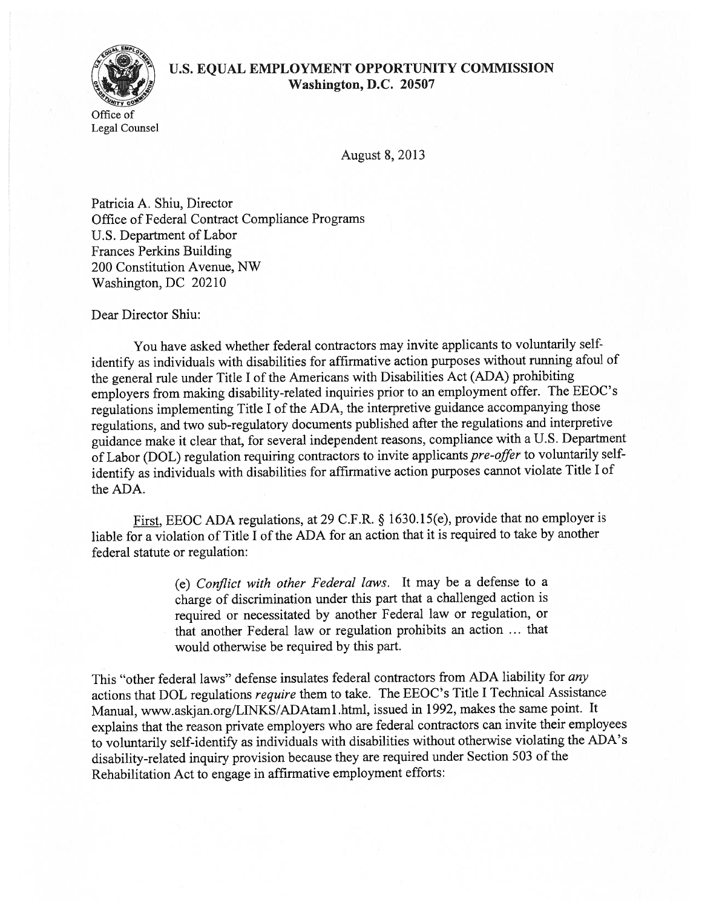**U.S. EQUAL EMPLOYMENT OPPORTUNITY COMMISSION**
**Washington, D.C. 20507**

Office of
Legal Counsel

August 8, 2013

Patricia A. Shiu, Director
Office of Federal Contract Compliance Programs
U.S. Department of Labor
Frances Perkins Building
200 Constitution Avenue, NW
Washington, DC 20210

Dear Director Shiu:

You have asked whether federal contractors may invite applicants to voluntarily self-identify as individuals with disabilities for affirmative action purposes without running afoul of the general rule under Title I of the Americans with Disabilities Act (ADA) prohibiting employers from making disability-related inquiries prior to an employment offer. The EEOC's regulations implementing Title I of the ADA, the interpretive guidance accompanying those regulations, and two sub-regulatory documents published after the regulations and interpretive guidance make it clear that, for several independent reasons, compliance with a U.S. Department of Labor (DOL) regulation requiring contractors to invite applicants *pre-offer* to voluntarily self-identify as individuals with disabilities for affirmative action purposes cannot violate Title I of the ADA.

First, EEOC ADA regulations, at 29 C.F.R. § 1630.15(e), provide that no employer is liable for a violation of Title I of the ADA for an action that it is required to take by another federal statute or regulation:

> (e) *Conflict with other Federal laws.* It may be a defense to a charge of discrimination under this part that a challenged action is required or necessitated by another Federal law or regulation, or that another Federal law or regulation prohibits an action … that would otherwise be required by this part.

This "other federal laws" defense insulates federal contractors from ADA liability for *any* actions that DOL regulations *require* them to take. The EEOC's Title I Technical Assistance Manual, www.askjan.org/LINKS/ADAtam1.html, issued in 1992, makes the same point. It explains that the reason private employers who are federal contractors can invite their employees to voluntarily self-identify as individuals with disabilities without otherwise violating the ADA's disability-related inquiry provision because they are required under Section 503 of the Rehabilitation Act to engage in affirmative employment efforts: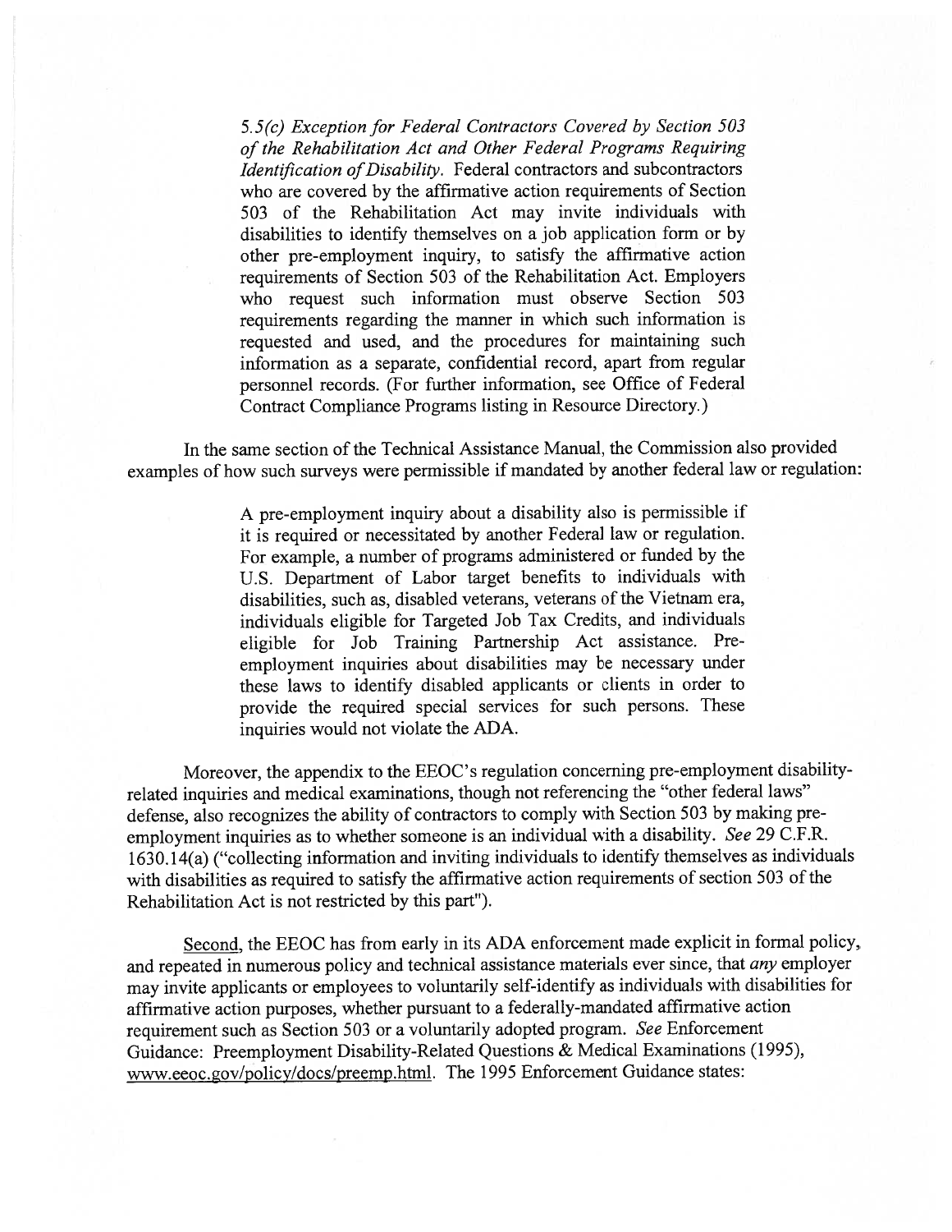> *5.5(c) Exception for Federal Contractors Covered by Section 503 of the Rehabilitation Act and Other Federal Programs Requiring Identification of Disability.* Federal contractors and subcontractors who are covered by the affirmative action requirements of Section 503 of the Rehabilitation Act may invite individuals with disabilities to identify themselves on a job application form or by other pre-employment inquiry, to satisfy the affirmative action requirements of Section 503 of the Rehabilitation Act. Employers who request such information must observe Section 503 requirements regarding the manner in which such information is requested and used, and the procedures for maintaining such information as a separate, confidential record, apart from regular personnel records. (For further information, see Office of Federal Contract Compliance Programs listing in Resource Directory.)

In the same section of the Technical Assistance Manual, the Commission also provided examples of how such surveys were permissible if mandated by another federal law or regulation:

> A pre-employment inquiry about a disability also is permissible if it is required or necessitated by another Federal law or regulation. For example, a number of programs administered or funded by the U.S. Department of Labor target benefits to individuals with disabilities, such as, disabled veterans, veterans of the Vietnam era, individuals eligible for Targeted Job Tax Credits, and individuals eligible for Job Training Partnership Act assistance. Pre-employment inquiries about disabilities may be necessary under these laws to identify disabled applicants or clients in order to provide the required special services for such persons. These inquiries would not violate the ADA.

Moreover, the appendix to the EEOC's regulation concerning pre-employment disability-related inquiries and medical examinations, though not referencing the "other federal laws" defense, also recognizes the ability of contractors to comply with Section 503 by making pre-employment inquiries as to whether someone is an individual with a disability. *See* 29 C.F.R. 1630.14(a) ("collecting information and inviting individuals to identify themselves as individuals with disabilities as required to satisfy the affirmative action requirements of section 503 of the Rehabilitation Act is not restricted by this part").

Second, the EEOC has from early in its ADA enforcement made explicit in formal policy, and repeated in numerous policy and technical assistance materials ever since, that *any* employer may invite applicants or employees to voluntarily self-identify as individuals with disabilities for affirmative action purposes, whether pursuant to a federally-mandated affirmative action requirement such as Section 503 or a voluntarily adopted program. *See* Enforcement Guidance: Preemployment Disability-Related Questions & Medical Examinations (1995), www.eeoc.gov/policy/docs/preemp.html. The 1995 Enforcement Guidance states: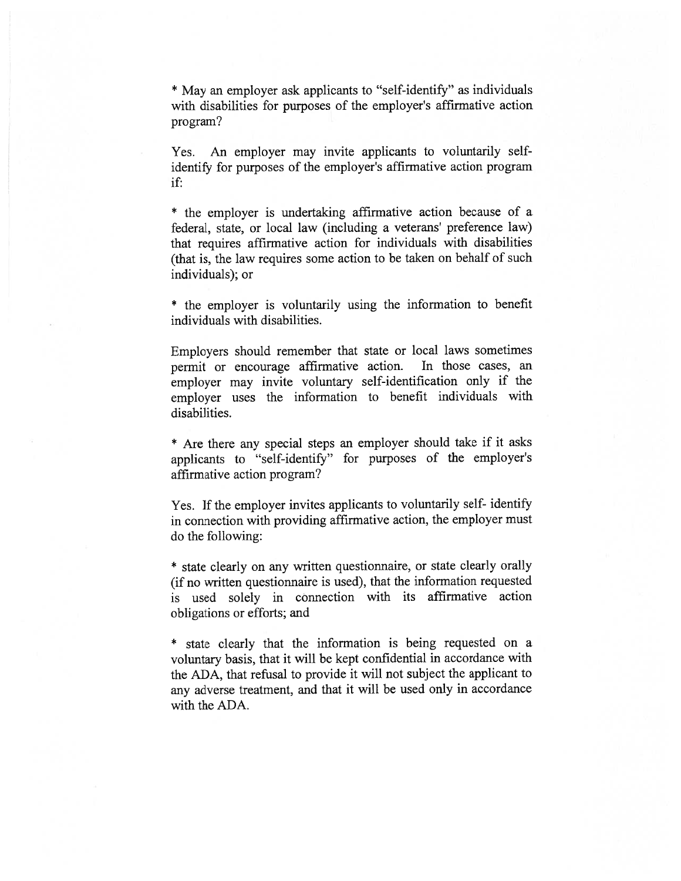* May an employer ask applicants to "self-identify" as individuals with disabilities for purposes of the employer's affirmative action program?

Yes. An employer may invite applicants to voluntarily self-identify for purposes of the employer's affirmative action program if:

* the employer is undertaking affirmative action because of a federal, state, or local law (including a veterans' preference law) that requires affirmative action for individuals with disabilities (that is, the law requires some action to be taken on behalf of such individuals); or

* the employer is voluntarily using the information to benefit individuals with disabilities.

Employers should remember that state or local laws sometimes permit or encourage affirmative action. In those cases, an employer may invite voluntary self-identification only if the employer uses the information to benefit individuals with disabilities.

* Are there any special steps an employer should take if it asks applicants to "self-identify" for purposes of the employer's affirmative action program?

Yes. If the employer invites applicants to voluntarily self- identify in connection with providing affirmative action, the employer must do the following:

* state clearly on any written questionnaire, or state clearly orally (if no written questionnaire is used), that the information requested is used solely in connection with its affirmative action obligations or efforts; and

* state clearly that the information is being requested on a voluntary basis, that it will be kept confidential in accordance with the ADA, that refusal to provide it will not subject the applicant to any adverse treatment, and that it will be used only in accordance with the ADA.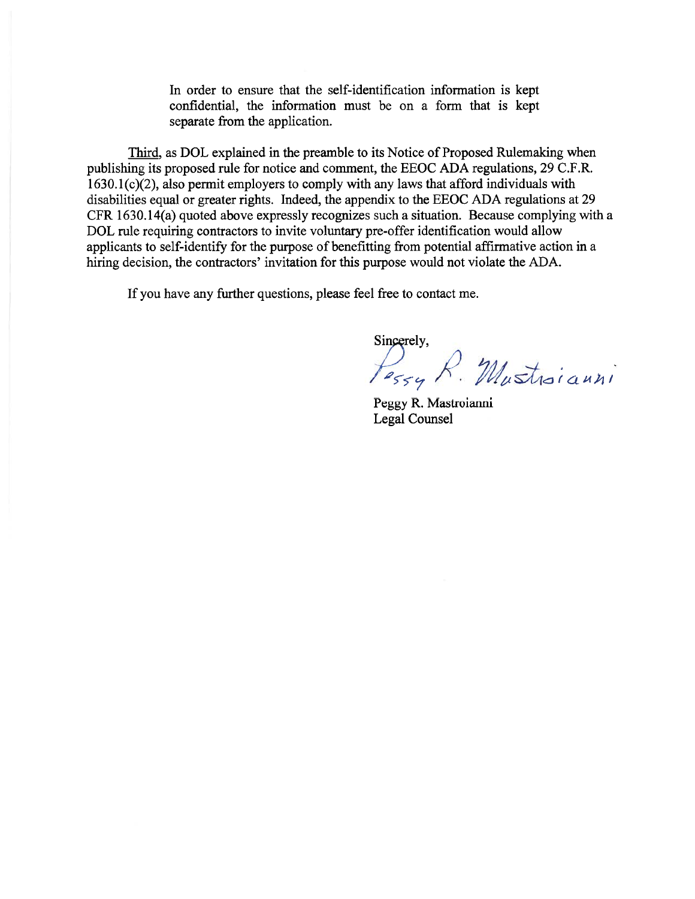> In order to ensure that the self-identification information is kept confidential, the information must be on a form that is kept separate from the application.

Third, as DOL explained in the preamble to its Notice of Proposed Rulemaking when publishing its proposed rule for notice and comment, the EEOC ADA regulations, 29 C.F.R. 1630.1(c)(2), also permit employers to comply with any laws that afford individuals with disabilities equal or greater rights. Indeed, the appendix to the EEOC ADA regulations at 29 CFR 1630.14(a) quoted above expressly recognizes such a situation. Because complying with a DOL rule requiring contractors to invite voluntary pre-offer identification would allow applicants to self-identify for the purpose of benefitting from potential affirmative action in a hiring decision, the contractors' invitation for this purpose would not violate the ADA.

If you have any further questions, please feel free to contact me.

Sincerely,

Peggy R. Mastroianni

Peggy R. Mastroianni
Legal Counsel